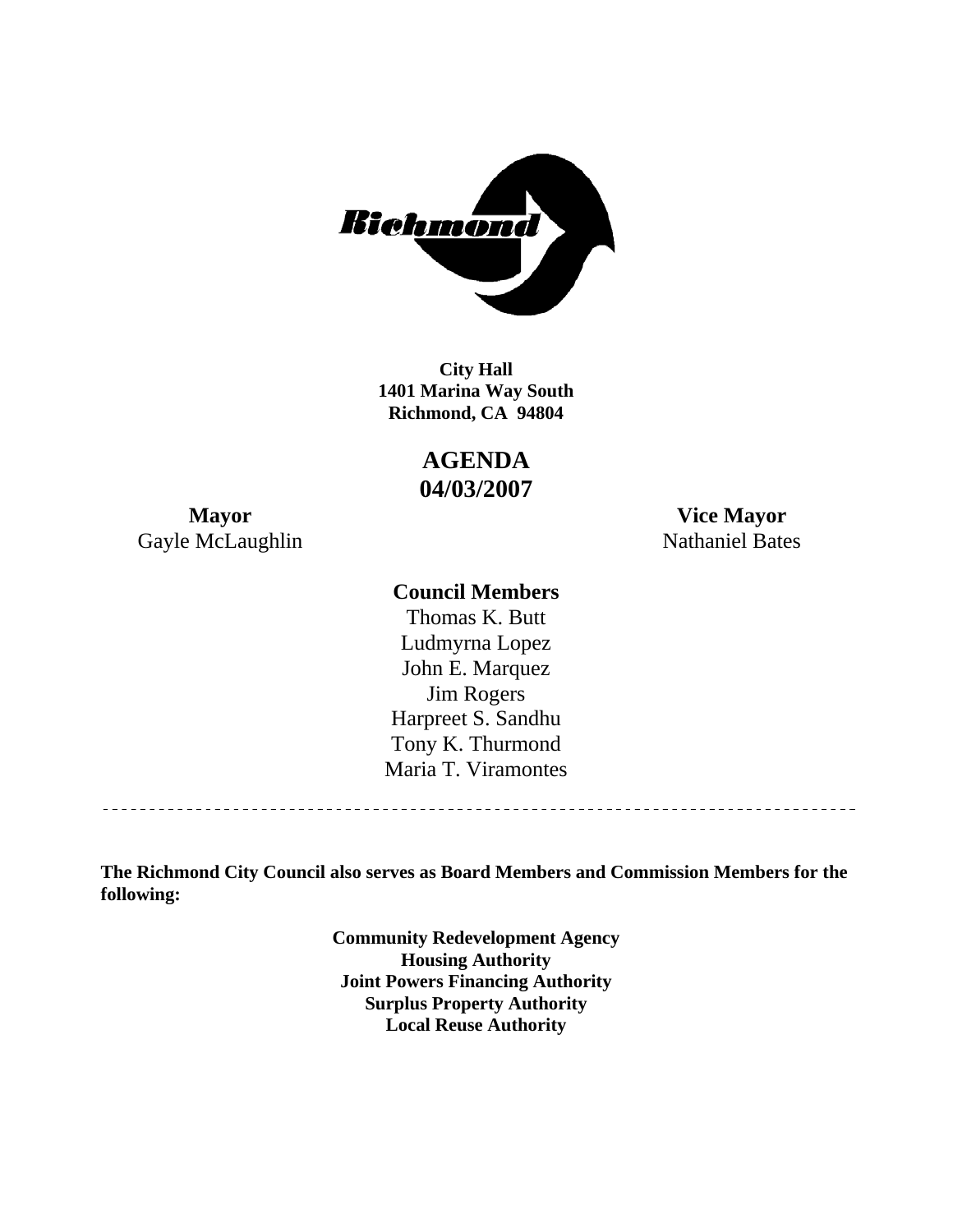**City Hall**
**1401 Marina Way South**
**Richmond, CA 94804**

# AGENDA
# 04/03/2007

**Mayor**
Gayle McLaughlin

**Vice Mayor**
Nathaniel Bates

**Council Members**

Thomas K. Butt
Ludmyrna Lopez
John E. Marquez
Jim Rogers
Harpreet S. Sandhu
Tony K. Thurmond
Maria T. Viramontes

---

**The Richmond City Council also serves as Board Members and Commission Members for the following:**

**Community Redevelopment Agency**
**Housing Authority**
**Joint Powers Financing Authority**
**Surplus Property Authority**
**Local Reuse Authority**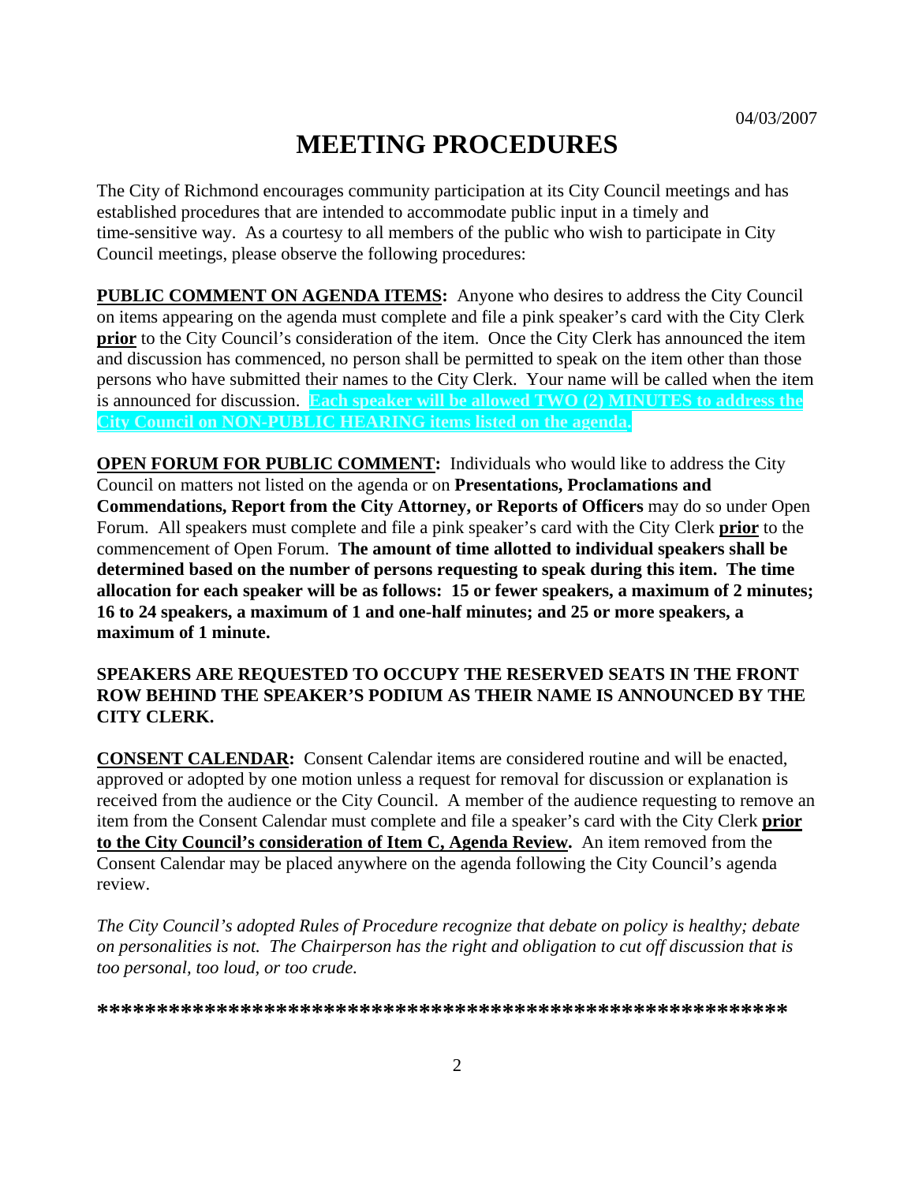04/03/2007

# MEETING PROCEDURES

The City of Richmond encourages community participation at its City Council meetings and has established procedures that are intended to accommodate public input in a timely and time-sensitive way. As a courtesy to all members of the public who wish to participate in City Council meetings, please observe the following procedures:

**PUBLIC COMMENT ON AGENDA ITEMS:** Anyone who desires to address the City Council on items appearing on the agenda must complete and file a pink speaker's card with the City Clerk **prior** to the City Council's consideration of the item. Once the City Clerk has announced the item and discussion has commenced, no person shall be permitted to speak on the item other than those persons who have submitted their names to the City Clerk. Your name will be called when the item is announced for discussion. **Each speaker will be allowed TWO (2) MINUTES to address the City Council on NON-PUBLIC HEARING items listed on the agenda.**

**OPEN FORUM FOR PUBLIC COMMENT:** Individuals who would like to address the City Council on matters not listed on the agenda or on **Presentations, Proclamations and Commendations, Report from the City Attorney, or Reports of Officers** may do so under Open Forum. All speakers must complete and file a pink speaker's card with the City Clerk **prior** to the commencement of Open Forum. **The amount of time allotted to individual speakers shall be determined based on the number of persons requesting to speak during this item. The time allocation for each speaker will be as follows: 15 or fewer speakers, a maximum of 2 minutes; 16 to 24 speakers, a maximum of 1 and one-half minutes; and 25 or more speakers, a maximum of 1 minute.**

**SPEAKERS ARE REQUESTED TO OCCUPY THE RESERVED SEATS IN THE FRONT ROW BEHIND THE SPEAKER'S PODIUM AS THEIR NAME IS ANNOUNCED BY THE CITY CLERK.**

**CONSENT CALENDAR:** Consent Calendar items are considered routine and will be enacted, approved or adopted by one motion unless a request for removal for discussion or explanation is received from the audience or the City Council. A member of the audience requesting to remove an item from the Consent Calendar must complete and file a speaker's card with the City Clerk **prior to the City Council's consideration of Item C, Agenda Review.** An item removed from the Consent Calendar may be placed anywhere on the agenda following the City Council's agenda review.

*The City Council's adopted Rules of Procedure recognize that debate on policy is healthy; debate on personalities is not. The Chairperson has the right and obligation to cut off discussion that is too personal, too loud, or too crude.*

**\*\*\*\*\*\*\*\*\*\*\*\*\*\*\*\*\*\*\*\*\*\*\*\*\*\*\*\*\*\*\*\*\*\*\*\*\*\*\*\*\*\*\*\*\*\*\*\*\*\*\*\*\*\*\*\*\*\***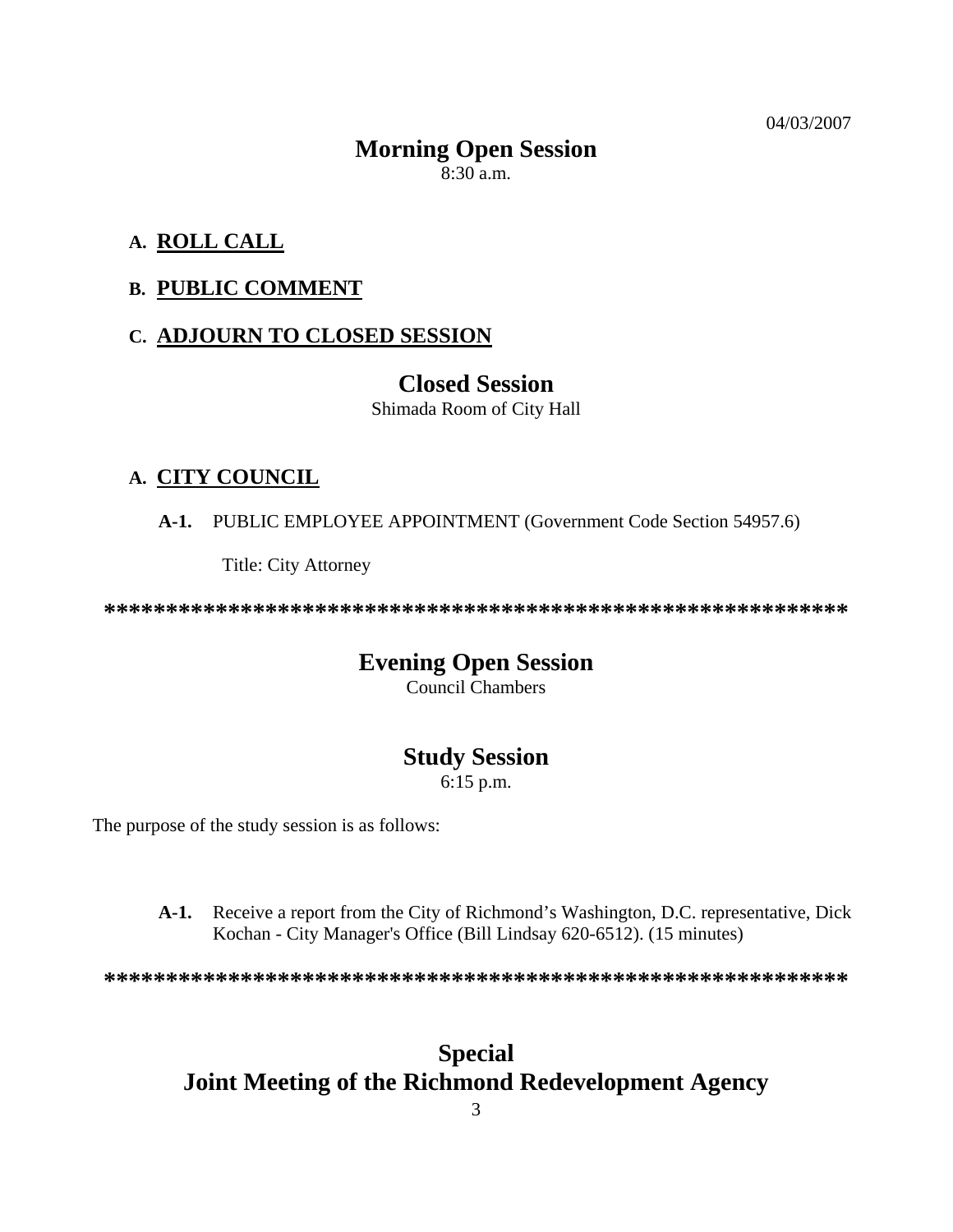04/03/2007

## Morning Open Session

8:30 a.m.

**A. ROLL CALL**

**B. PUBLIC COMMENT**

**C. ADJOURN TO CLOSED SESSION**

## Closed Session

Shimada Room of City Hall

**A. CITY COUNCIL**

**A-1.** PUBLIC EMPLOYEE APPOINTMENT (Government Code Section 54957.6)

Title: City Attorney

**************************************************************

## Evening Open Session

Council Chambers

## Study Session

6:15 p.m.

The purpose of the study session is as follows:

**A-1.** Receive a report from the City of Richmond's Washington, D.C. representative, Dick Kochan - City Manager's Office (Bill Lindsay 620-6512). (15 minutes)

**************************************************************

## Special
## Joint Meeting of the Richmond Redevelopment Agency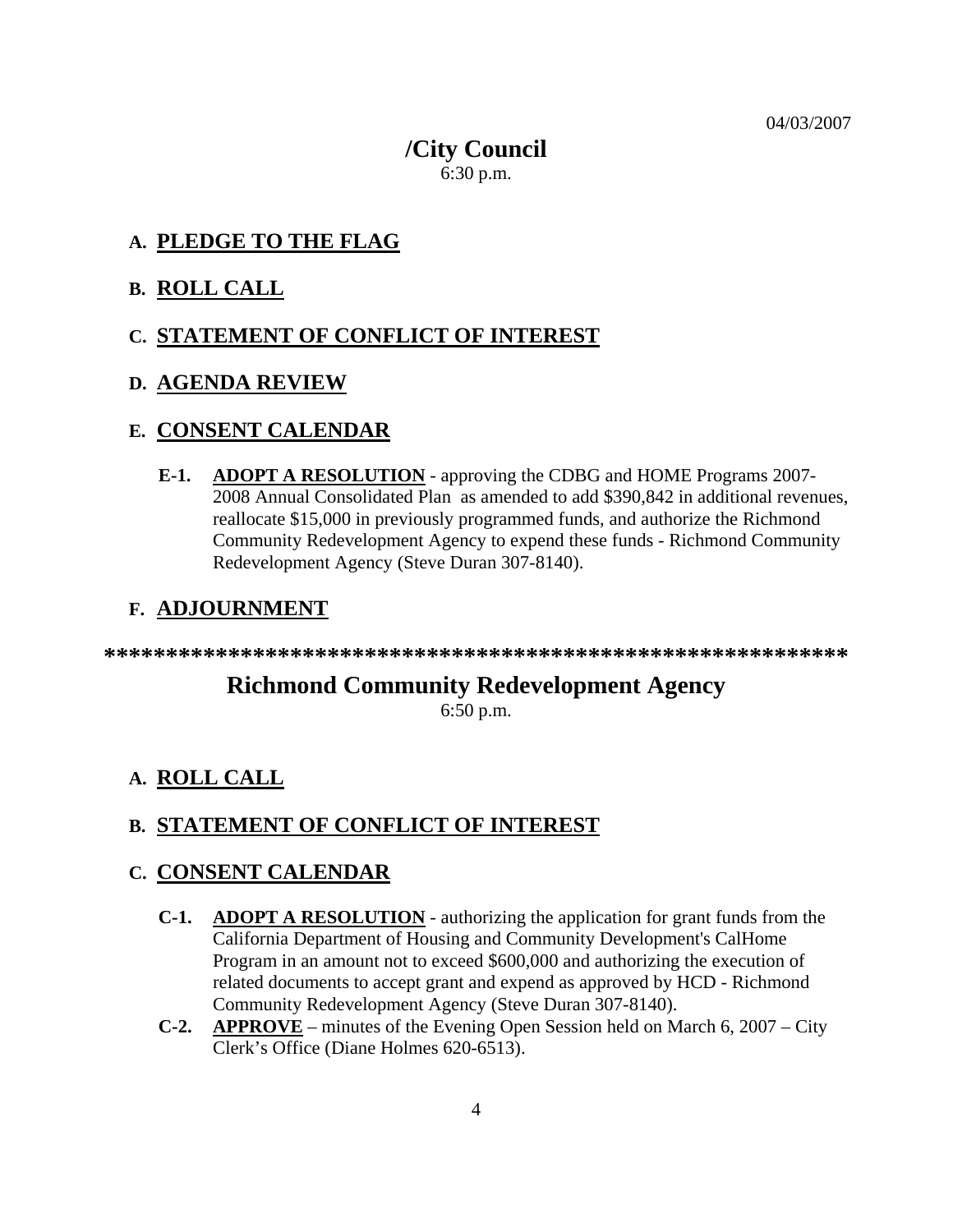04/03/2007

# /City Council

6:30 p.m.

## A. PLEDGE TO THE FLAG

## B. ROLL CALL

## C. STATEMENT OF CONFLICT OF INTEREST

## D. AGENDA REVIEW

## E. CONSENT CALENDAR

**E-1.** **ADOPT A RESOLUTION** - approving the CDBG and HOME Programs 2007-2008 Annual Consolidated Plan as amended to add $390,842 in additional revenues, reallocate $15,000 in previously programmed funds, and authorize the Richmond Community Redevelopment Agency to expend these funds - Richmond Community Redevelopment Agency (Steve Duran 307-8140).

## F. ADJOURNMENT

**************************************************************

# Richmond Community Redevelopment Agency

6:50 p.m.

## A. ROLL CALL

## B. STATEMENT OF CONFLICT OF INTEREST

## C. CONSENT CALENDAR

**C-1.** **ADOPT A RESOLUTION** - authorizing the application for grant funds from the California Department of Housing and Community Development's CalHome Program in an amount not to exceed $600,000 and authorizing the execution of related documents to accept grant and expend as approved by HCD - Richmond Community Redevelopment Agency (Steve Duran 307-8140).

**C-2.** **APPROVE** – minutes of the Evening Open Session held on March 6, 2007 – City Clerk's Office (Diane Holmes 620-6513).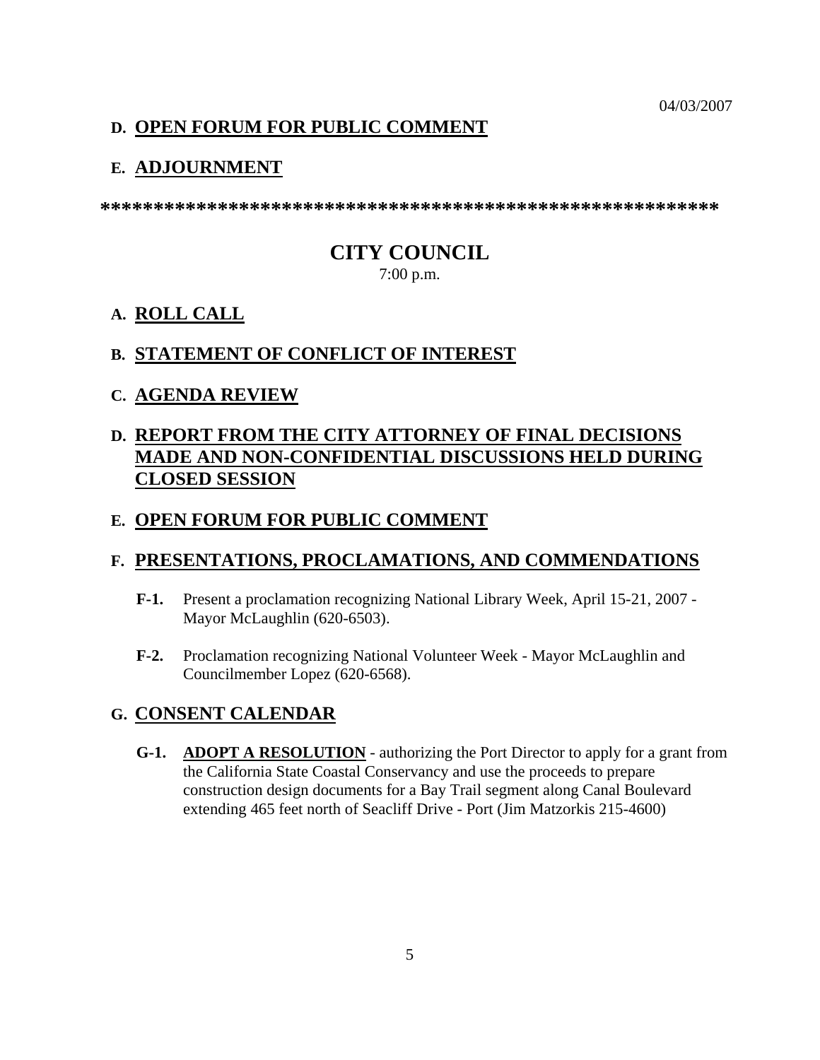04/03/2007

### D. OPEN FORUM FOR PUBLIC COMMENT

### E. ADJOURNMENT

**********************************************************

## CITY COUNCIL

7:00 p.m.

### A. ROLL CALL

### B. STATEMENT OF CONFLICT OF INTEREST

### C. AGENDA REVIEW

### D. REPORT FROM THE CITY ATTORNEY OF FINAL DECISIONS MADE AND NON-CONFIDENTIAL DISCUSSIONS HELD DURING CLOSED SESSION

### E. OPEN FORUM FOR PUBLIC COMMENT

### F. PRESENTATIONS, PROCLAMATIONS, AND COMMENDATIONS

**F-1.** Present a proclamation recognizing National Library Week, April 15-21, 2007 - Mayor McLaughlin (620-6503).

**F-2.** Proclamation recognizing National Volunteer Week - Mayor McLaughlin and Councilmember Lopez (620-6568).

### G. CONSENT CALENDAR

**G-1.** **ADOPT A RESOLUTION** - authorizing the Port Director to apply for a grant from the California State Coastal Conservancy and use the proceeds to prepare construction design documents for a Bay Trail segment along Canal Boulevard extending 465 feet north of Seacliff Drive - Port (Jim Matzorkis 215-4600)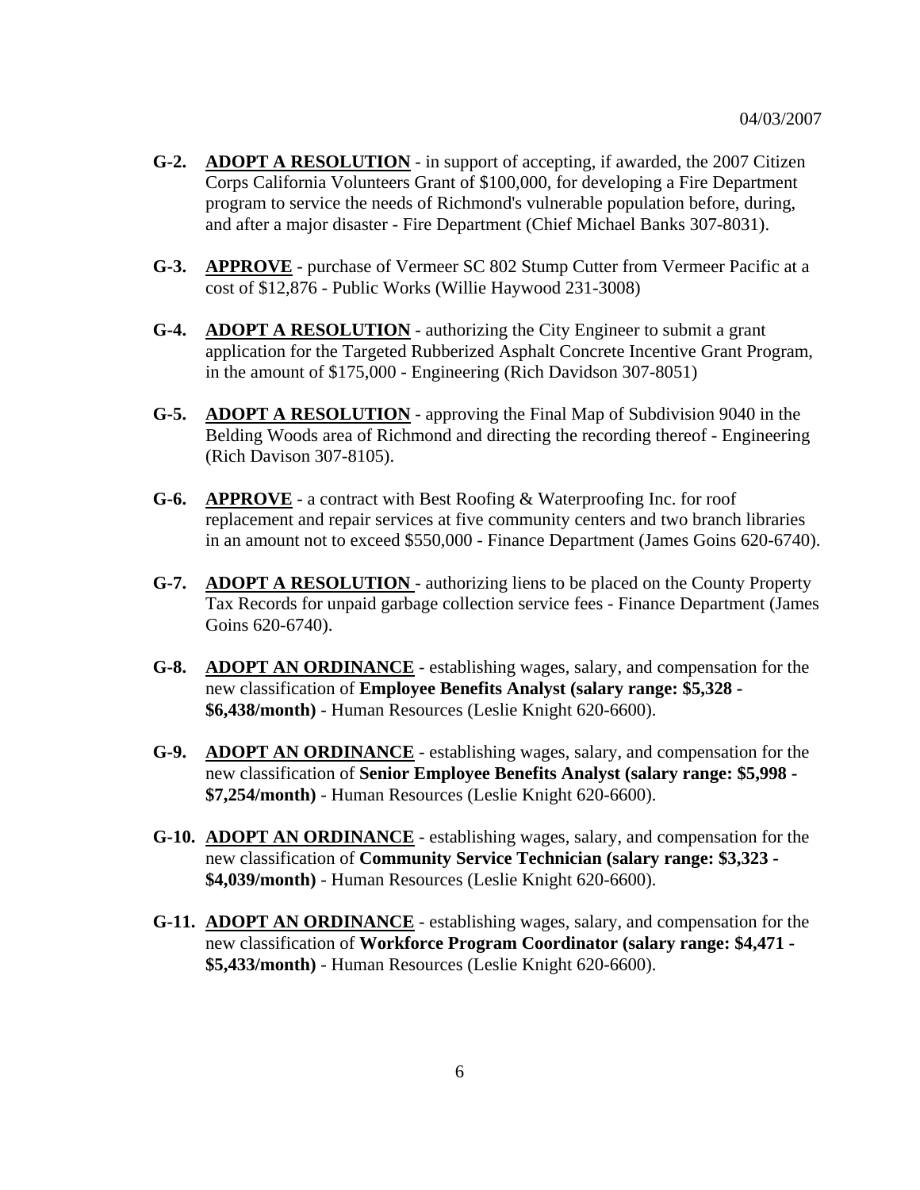04/03/2007

**G-2.** **<u>ADOPT A RESOLUTION</u>** - in support of accepting, if awarded, the 2007 Citizen Corps California Volunteers Grant of $100,000, for developing a Fire Department program to service the needs of Richmond's vulnerable population before, during, and after a major disaster - Fire Department (Chief Michael Banks 307-8031).

**G-3.** **<u>APPROVE</u>** - purchase of Vermeer SC 802 Stump Cutter from Vermeer Pacific at a cost of $12,876 - Public Works (Willie Haywood 231-3008)

**G-4.** **<u>ADOPT A RESOLUTION</u>** - authorizing the City Engineer to submit a grant application for the Targeted Rubberized Asphalt Concrete Incentive Grant Program, in the amount of $175,000 - Engineering (Rich Davidson 307-8051)

**G-5.** **<u>ADOPT A RESOLUTION</u>** - approving the Final Map of Subdivision 9040 in the Belding Woods area of Richmond and directing the recording thereof - Engineering (Rich Davison 307-8105).

**G-6.** **<u>APPROVE</u>** - a contract with Best Roofing & Waterproofing Inc. for roof replacement and repair services at five community centers and two branch libraries in an amount not to exceed $550,000 - Finance Department (James Goins 620-6740).

**G-7.** **<u>ADOPT A RESOLUTION</u>** - authorizing liens to be placed on the County Property Tax Records for unpaid garbage collection service fees - Finance Department (James Goins 620-6740).

**G-8.** **<u>ADOPT AN ORDINANCE</u>** - establishing wages, salary, and compensation for the new classification of **Employee Benefits Analyst (salary range: $5,328 - $6,438/month)** - Human Resources (Leslie Knight 620-6600).

**G-9.** **<u>ADOPT AN ORDINANCE</u>** - establishing wages, salary, and compensation for the new classification of **Senior Employee Benefits Analyst (salary range: $5,998 - $7,254/month)** - Human Resources (Leslie Knight 620-6600).

**G-10.** **<u>ADOPT AN ORDINANCE</u>** - establishing wages, salary, and compensation for the new classification of **Community Service Technician (salary range: $3,323 - $4,039/month)** - Human Resources (Leslie Knight 620-6600).

**G-11.** **<u>ADOPT AN ORDINANCE</u>** - establishing wages, salary, and compensation for the new classification of **Workforce Program Coordinator (salary range: $4,471 - $5,433/month)** - Human Resources (Leslie Knight 620-6600).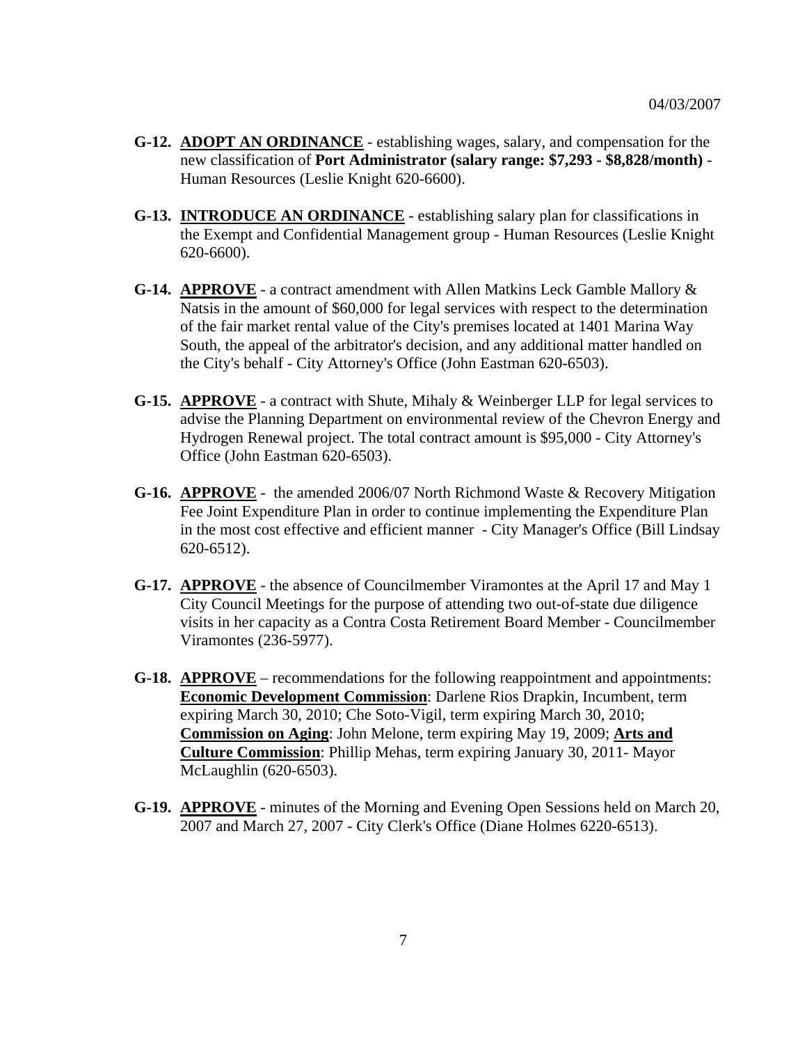04/03/2007

- **G-12. ADOPT AN ORDINANCE** - establishing wages, salary, and compensation for the new classification of **Port Administrator (salary range: $7,293 - $8,828/month)** - Human Resources (Leslie Knight 620-6600).

- **G-13. INTRODUCE AN ORDINANCE** - establishing salary plan for classifications in the Exempt and Confidential Management group - Human Resources (Leslie Knight 620-6600).

- **G-14. APPROVE** - a contract amendment with Allen Matkins Leck Gamble Mallory & Natsis in the amount of $60,000 for legal services with respect to the determination of the fair market rental value of the City's premises located at 1401 Marina Way South, the appeal of the arbitrator's decision, and any additional matter handled on the City's behalf - City Attorney's Office (John Eastman 620-6503).

- **G-15. APPROVE** - a contract with Shute, Mihaly & Weinberger LLP for legal services to advise the Planning Department on environmental review of the Chevron Energy and Hydrogen Renewal project. The total contract amount is $95,000 - City Attorney's Office (John Eastman 620-6503).

- **G-16. APPROVE** - the amended 2006/07 North Richmond Waste & Recovery Mitigation Fee Joint Expenditure Plan in order to continue implementing the Expenditure Plan in the most cost effective and efficient manner - City Manager's Office (Bill Lindsay 620-6512).

- **G-17. APPROVE** - the absence of Councilmember Viramontes at the April 17 and May 1 City Council Meetings for the purpose of attending two out-of-state due diligence visits in her capacity as a Contra Costa Retirement Board Member - Councilmember Viramontes (236-5977).

- **G-18. APPROVE** – recommendations for the following reappointment and appointments: **Economic Development Commission**: Darlene Rios Drapkin, Incumbent, term expiring March 30, 2010; Che Soto-Vigil, term expiring March 30, 2010; **Commission on Aging**: John Melone, term expiring May 19, 2009; **Arts and Culture Commission**: Phillip Mehas, term expiring January 30, 2011- Mayor McLaughlin (620-6503).

- **G-19. APPROVE** - minutes of the Morning and Evening Open Sessions held on March 20, 2007 and March 27, 2007 - City Clerk's Office (Diane Holmes 6220-6513).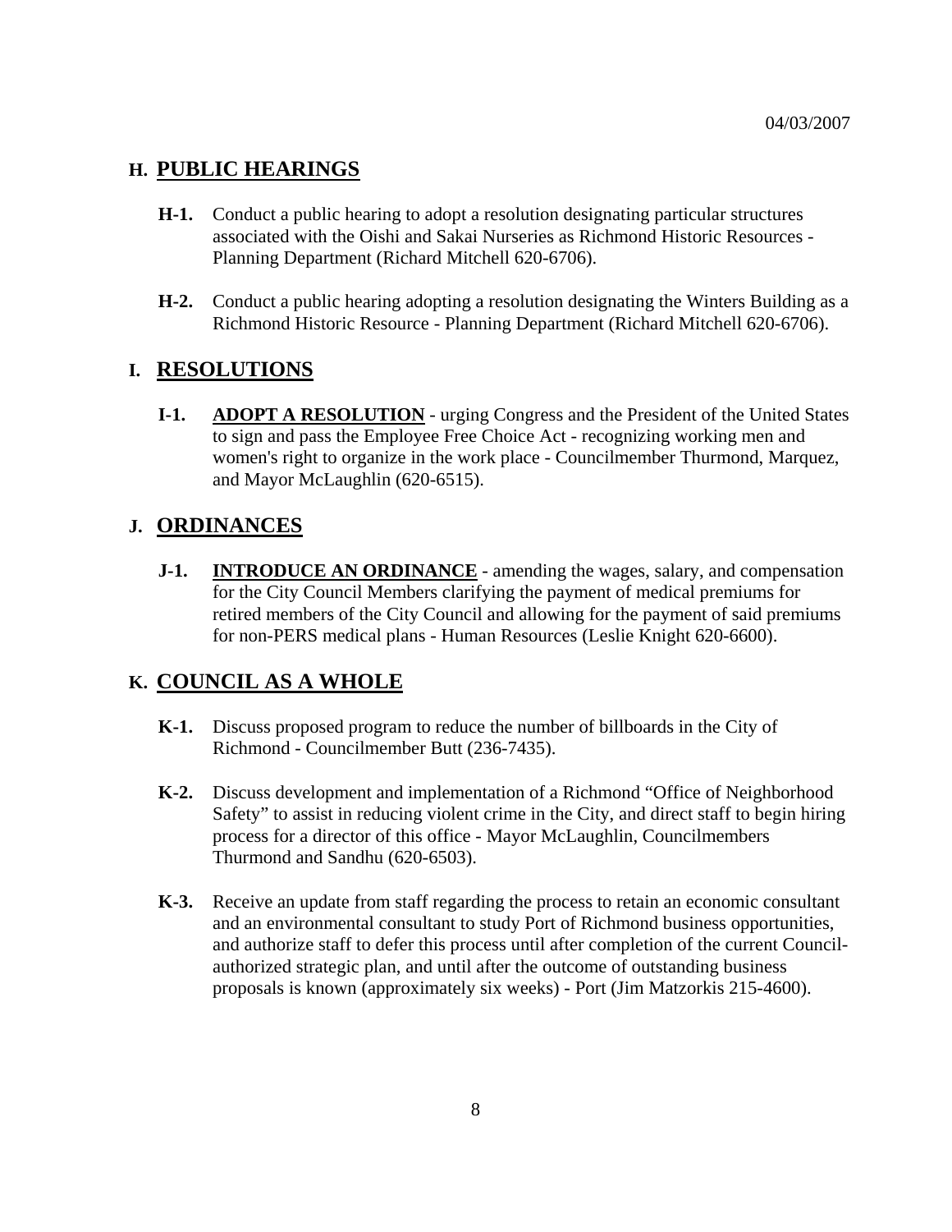04/03/2007

## H. PUBLIC HEARINGS

**H-1.** Conduct a public hearing to adopt a resolution designating particular structures associated with the Oishi and Sakai Nurseries as Richmond Historic Resources - Planning Department (Richard Mitchell 620-6706).

**H-2.** Conduct a public hearing adopting a resolution designating the Winters Building as a Richmond Historic Resource - Planning Department (Richard Mitchell 620-6706).

## I. RESOLUTIONS

**I-1.** **ADOPT A RESOLUTION** - urging Congress and the President of the United States to sign and pass the Employee Free Choice Act - recognizing working men and women's right to organize in the work place - Councilmember Thurmond, Marquez, and Mayor McLaughlin (620-6515).

## J. ORDINANCES

**J-1.** **INTRODUCE AN ORDINANCE** - amending the wages, salary, and compensation for the City Council Members clarifying the payment of medical premiums for retired members of the City Council and allowing for the payment of said premiums for non-PERS medical plans - Human Resources (Leslie Knight 620-6600).

## K. COUNCIL AS A WHOLE

**K-1.** Discuss proposed program to reduce the number of billboards in the City of Richmond - Councilmember Butt (236-7435).

**K-2.** Discuss development and implementation of a Richmond "Office of Neighborhood Safety" to assist in reducing violent crime in the City, and direct staff to begin hiring process for a director of this office - Mayor McLaughlin, Councilmembers Thurmond and Sandhu (620-6503).

**K-3.** Receive an update from staff regarding the process to retain an economic consultant and an environmental consultant to study Port of Richmond business opportunities, and authorize staff to defer this process until after completion of the current Council-authorized strategic plan, and until after the outcome of outstanding business proposals is known (approximately six weeks) - Port (Jim Matzorkis 215-4600).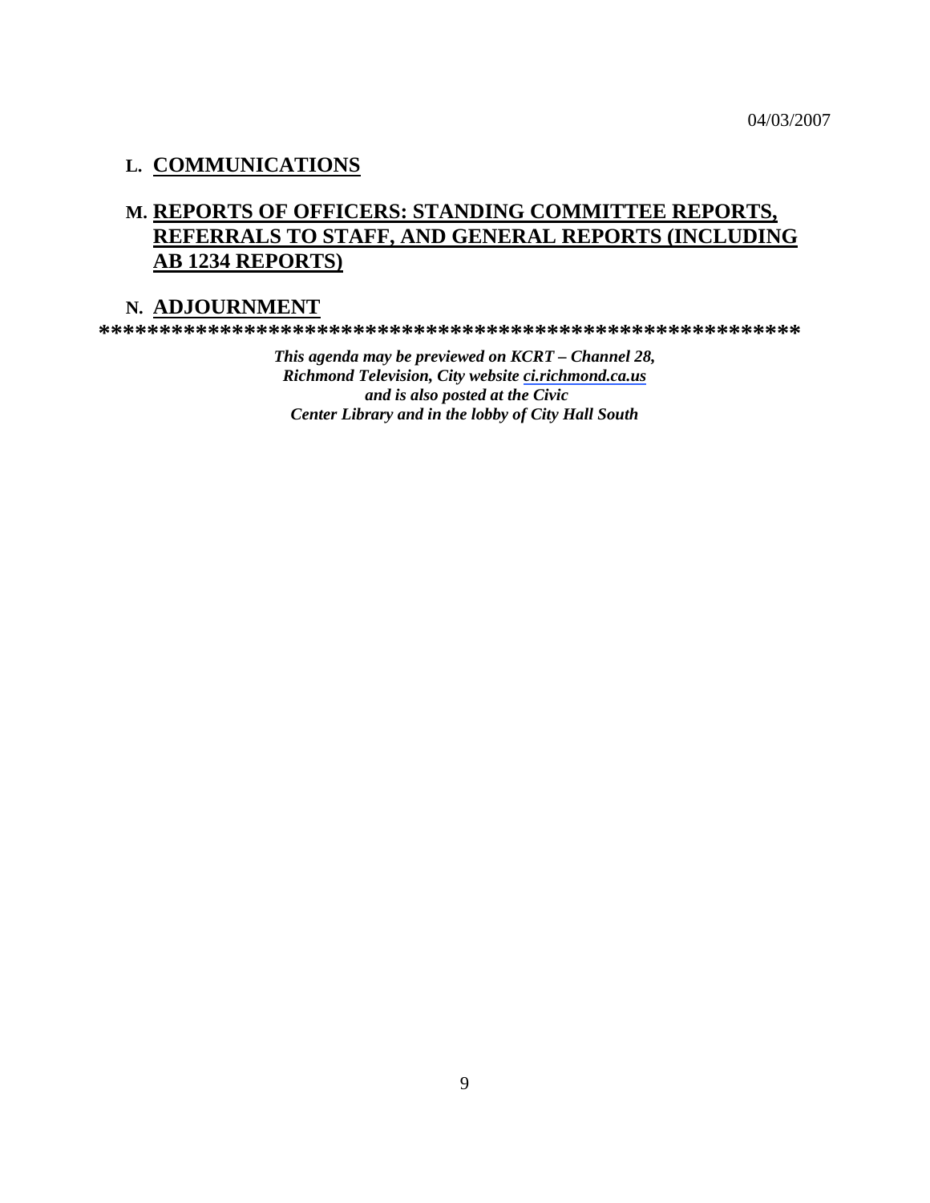04/03/2007

## L. COMMUNICATIONS

## M. REPORTS OF OFFICERS: STANDING COMMITTEE REPORTS, REFERRALS TO STAFF, AND GENERAL REPORTS (INCLUDING AB 1234 REPORTS)

## N. ADJOURNMENT

\*\*\*\*\*\*\*\*\*\*\*\*\*\*\*\*\*\*\*\*\*\*\*\*\*\*\*\*\*\*\*\*\*\*\*\*\*\*\*\*\*\*\*\*\*\*\*\*\*\*\*\*\*\*\*\*\*\*\*\*

***This agenda may be previewed on KCRT – Channel 28, Richmond Television, City website ci.richmond.ca.us and is also posted at the Civic Center Library and in the lobby of City Hall South***